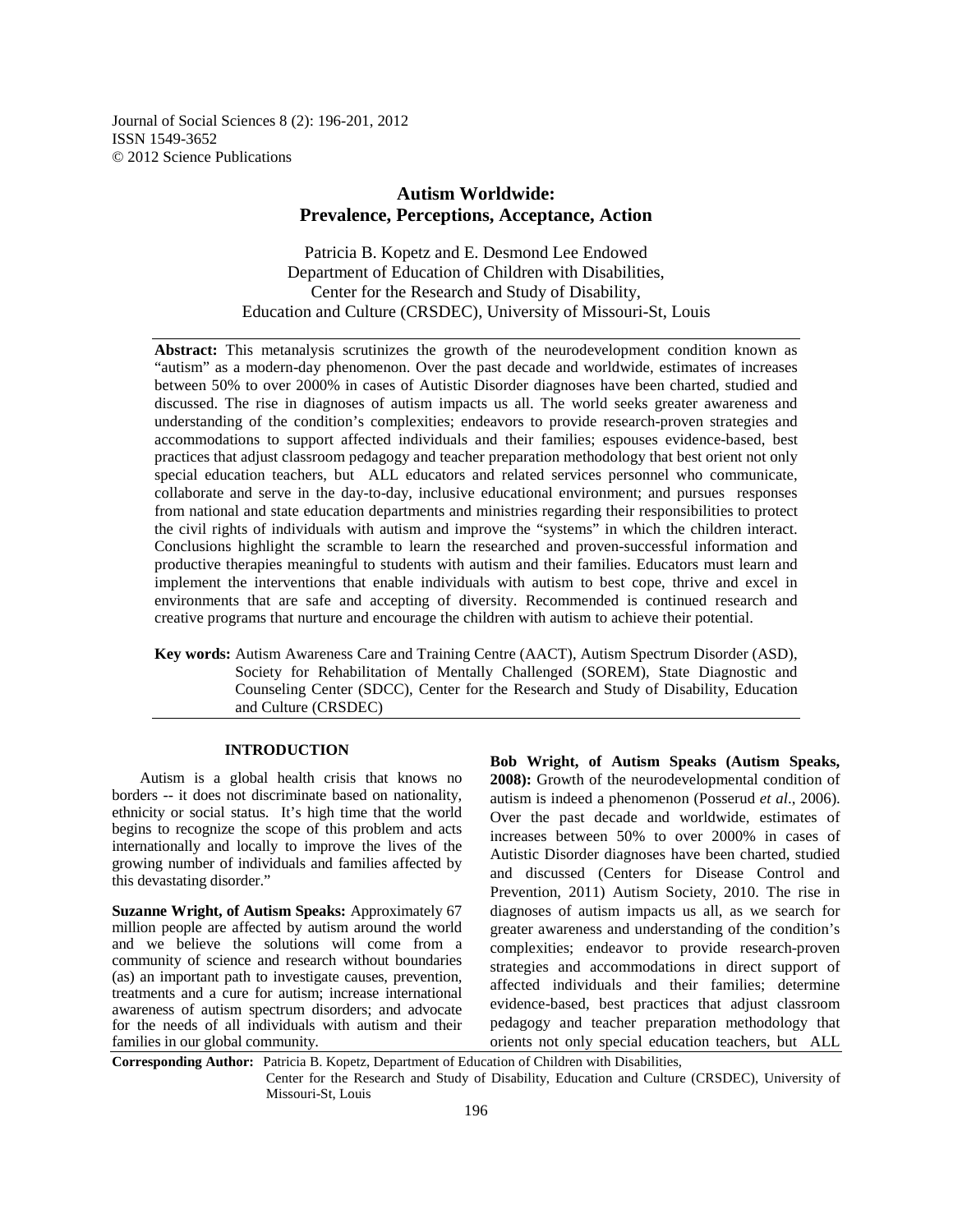Journal of Social Sciences 8 (2): 196-201, 2012
ISSN 1549-3652
© 2012 Science Publications

# Autism Worldwide: Prevalence, Perceptions, Acceptance, Action

Patricia B. Kopetz and E. Desmond Lee Endowed
Department of Education of Children with Disabilities,
Center for the Research and Study of Disability,
Education and Culture (CRSDEC), University of Missouri-St, Louis

**Abstract:** This metanalysis scrutinizes the growth of the neurodevelopment condition known as "autism" as a modern-day phenomenon. Over the past decade and worldwide, estimates of increases between 50% to over 2000% in cases of Autistic Disorder diagnoses have been charted, studied and discussed. The rise in diagnoses of autism impacts us all. The world seeks greater awareness and understanding of the condition's complexities; endeavors to provide research-proven strategies and accommodations to support affected individuals and their families; espouses evidence-based, best practices that adjust classroom pedagogy and teacher preparation methodology that best orient not only special education teachers, but ALL educators and related services personnel who communicate, collaborate and serve in the day-to-day, inclusive educational environment; and pursues responses from national and state education departments and ministries regarding their responsibilities to protect the civil rights of individuals with autism and improve the "systems" in which the children interact. Conclusions highlight the scramble to learn the researched and proven-successful information and productive therapies meaningful to students with autism and their families. Educators must learn and implement the interventions that enable individuals with autism to best cope, thrive and excel in environments that are safe and accepting of diversity. Recommended is continued research and creative programs that nurture and encourage the children with autism to achieve their potential.

**Key words:** Autism Awareness Care and Training Centre (AACT), Autism Spectrum Disorder (ASD), Society for Rehabilitation of Mentally Challenged (SOREM), State Diagnostic and Counseling Center (SDCC), Center for the Research and Study of Disability, Education and Culture (CRSDEC)

## INTRODUCTION

Autism is a global health crisis that knows no borders -- it does not discriminate based on nationality, ethnicity or social status. It's high time that the world begins to recognize the scope of this problem and acts internationally and locally to improve the lives of the growing number of individuals and families affected by this devastating disorder."

**Suzanne Wright, of Autism Speaks:** Approximately 67 million people are affected by autism around the world and we believe the solutions will come from a community of science and research without boundaries (as) an important path to investigate causes, prevention, treatments and a cure for autism; increase international awareness of autism spectrum disorders; and advocate for the needs of all individuals with autism and their families in our global community.

**Bob Wright, of Autism Speaks (Autism Speaks, 2008):** Growth of the neurodevelopmental condition of autism is indeed a phenomenon (Posserud *et al*., 2006). Over the past decade and worldwide, estimates of increases between 50% to over 2000% in cases of Autistic Disorder diagnoses have been charted, studied and discussed (Centers for Disease Control and Prevention, 2011) Autism Society, 2010. The rise in diagnoses of autism impacts us all, as we search for greater awareness and understanding of the condition's complexities; endeavor to provide research-proven strategies and accommodations in direct support of affected individuals and their families; determine evidence-based, best practices that adjust classroom pedagogy and teacher preparation methodology that orients not only special education teachers, but ALL

**Corresponding Author:** Patricia B. Kopetz, Department of Education of Children with Disabilities, Center for the Research and Study of Disability, Education and Culture (CRSDEC), University of Missouri-St, Louis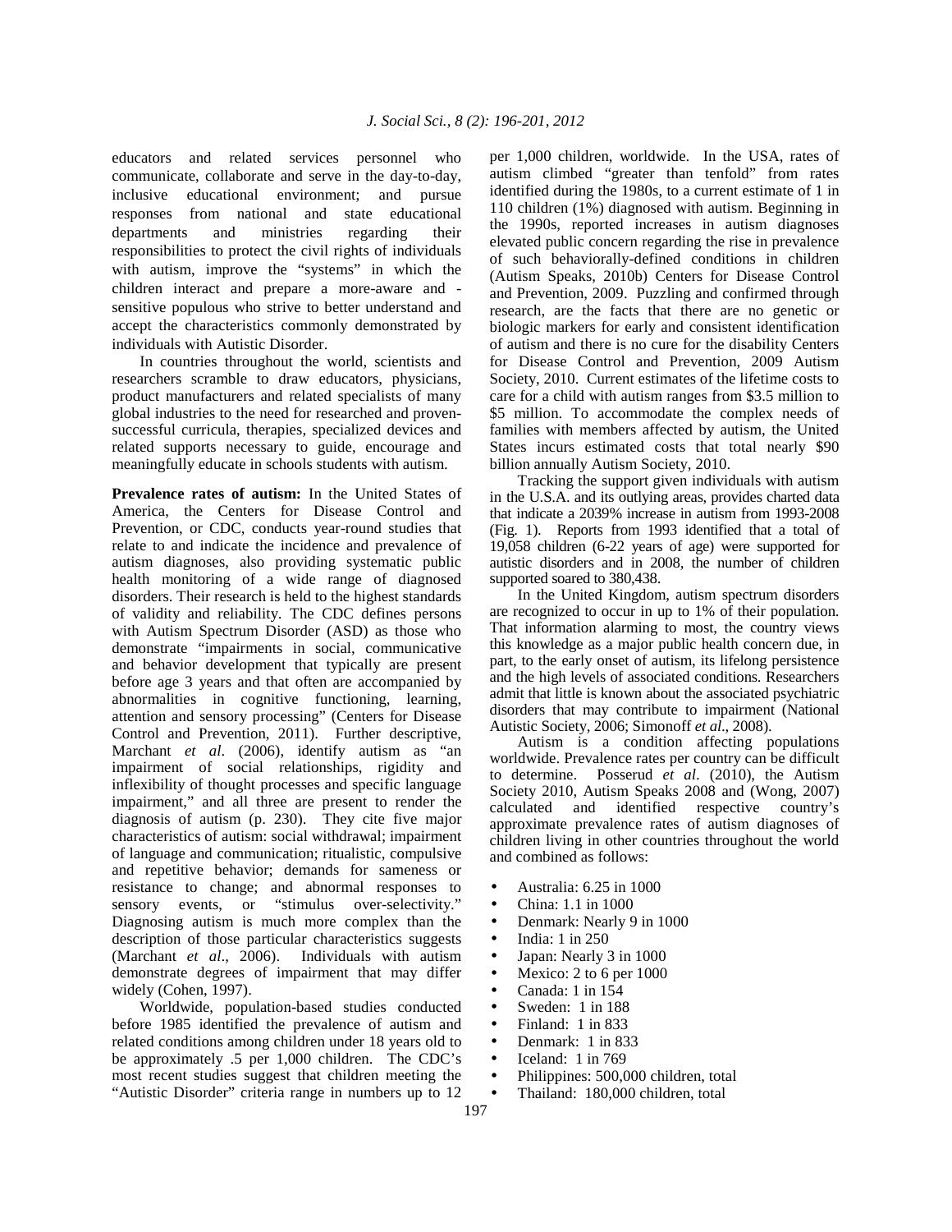educators and related services personnel who communicate, collaborate and serve in the day-to-day, inclusive educational environment; and pursue responses from national and state educational departments and ministries regarding their responsibilities to protect the civil rights of individuals with autism, improve the "systems" in which the children interact and prepare a more-aware and -sensitive populous who strive to better understand and accept the characteristics commonly demonstrated by individuals with Autistic Disorder.

In countries throughout the world, scientists and researchers scramble to draw educators, physicians, product manufacturers and related specialists of many global industries to the need for researched and proven-successful curricula, therapies, specialized devices and related supports necessary to guide, encourage and meaningfully educate in schools students with autism.

**Prevalence rates of autism:** In the United States of America, the Centers for Disease Control and Prevention, or CDC, conducts year-round studies that relate to and indicate the incidence and prevalence of autism diagnoses, also providing systematic public health monitoring of a wide range of diagnosed disorders. Their research is held to the highest standards of validity and reliability. The CDC defines persons with Autism Spectrum Disorder (ASD) as those who demonstrate "impairments in social, communicative and behavior development that typically are present before age 3 years and that often are accompanied by abnormalities in cognitive functioning, learning, attention and sensory processing" (Centers for Disease Control and Prevention, 2011). Further descriptive, Marchant *et al*. (2006), identify autism as "an impairment of social relationships, rigidity and inflexibility of thought processes and specific language impairment," and all three are present to render the diagnosis of autism (p. 230). They cite five major characteristics of autism: social withdrawal; impairment of language and communication; ritualistic, compulsive and repetitive behavior; demands for sameness or resistance to change; and abnormal responses to sensory events, or "stimulus over-selectivity." Diagnosing autism is much more complex than the description of those particular characteristics suggests (Marchant *et al*., 2006). Individuals with autism demonstrate degrees of impairment that may differ widely (Cohen, 1997).

Worldwide, population-based studies conducted before 1985 identified the prevalence of autism and related conditions among children under 18 years old to be approximately .5 per 1,000 children. The CDC's most recent studies suggest that children meeting the "Autistic Disorder" criteria range in numbers up to 12 per 1,000 children, worldwide. In the USA, rates of autism climbed "greater than tenfold" from rates identified during the 1980s, to a current estimate of 1 in 110 children (1%) diagnosed with autism. Beginning in the 1990s, reported increases in autism diagnoses elevated public concern regarding the rise in prevalence of such behaviorally-defined conditions in children (Autism Speaks, 2010b) Centers for Disease Control and Prevention, 2009. Puzzling and confirmed through research, are the facts that there are no genetic or biologic markers for early and consistent identification of autism and there is no cure for the disability Centers for Disease Control and Prevention, 2009 Autism Society, 2010. Current estimates of the lifetime costs to care for a child with autism ranges from \$3.5 million to \$5 million. To accommodate the complex needs of families with members affected by autism, the United States incurs estimated costs that total nearly \$90 billion annually Autism Society, 2010.

Tracking the support given individuals with autism in the U.S.A. and its outlying areas, provides charted data that indicate a 2039% increase in autism from 1993-2008 (Fig. 1). Reports from 1993 identified that a total of 19,058 children (6-22 years of age) were supported for autistic disorders and in 2008, the number of children supported soared to 380,438.

In the United Kingdom, autism spectrum disorders are recognized to occur in up to 1% of their population. That information alarming to most, the country views this knowledge as a major public health concern due, in part, to the early onset of autism, its lifelong persistence and the high levels of associated conditions. Researchers admit that little is known about the associated psychiatric disorders that may contribute to impairment (National Autistic Society, 2006; Simonoff *et al*., 2008).

Autism is a condition affecting populations worldwide. Prevalence rates per country can be difficult to determine. Posserud *et al*. (2010), the Autism Society 2010, Autism Speaks 2008 and (Wong, 2007) calculated and identified respective country's approximate prevalence rates of autism diagnoses of children living in other countries throughout the world and combined as follows:

- Australia: 6.25 in 1000
- China: 1.1 in 1000
- Denmark: Nearly 9 in 1000
- India: 1 in 250
- Japan: Nearly 3 in 1000
- Mexico: 2 to 6 per 1000
- Canada: 1 in 154
- Sweden: 1 in 188
- Finland: 1 in 833
- Denmark: 1 in 833
- Iceland: 1 in 769
- Philippines: 500,000 children, total
- Thailand: 180,000 children, total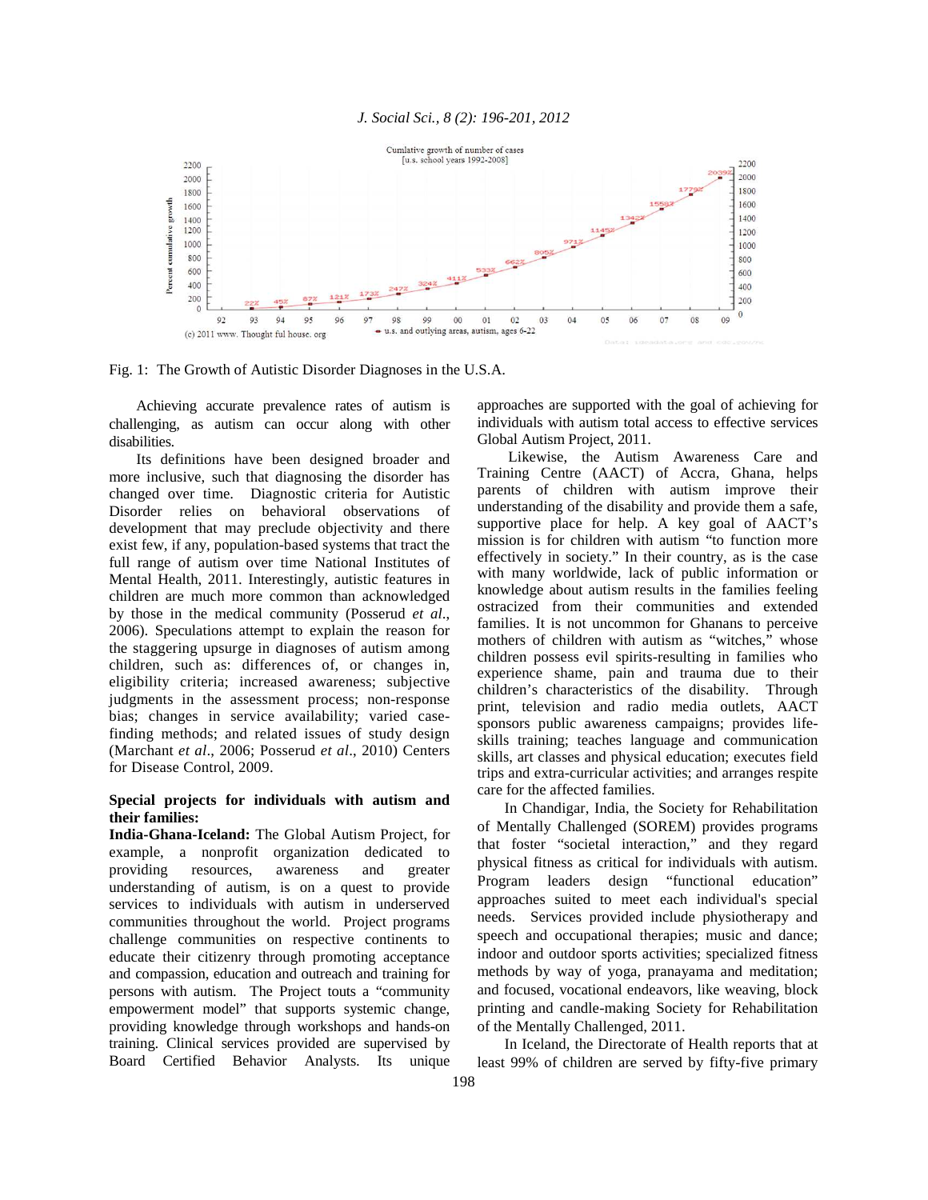Fig. 1: The Growth of Autistic Disorder Diagnoses in the U.S.A.

Achieving accurate prevalence rates of autism is challenging, as autism can occur along with other disabilities.

Its definitions have been designed broader and more inclusive, such that diagnosing the disorder has changed over time. Diagnostic criteria for Autistic Disorder relies on behavioral observations of development that may preclude objectivity and there exist few, if any, population-based systems that tract the full range of autism over time National Institutes of Mental Health, 2011. Interestingly, autistic features in children are much more common than acknowledged by those in the medical community (Posserud *et al*., 2006). Speculations attempt to explain the reason for the staggering upsurge in diagnoses of autism among children, such as: differences of, or changes in, eligibility criteria; increased awareness; subjective judgments in the assessment process; non-response bias; changes in service availability; varied case-finding methods; and related issues of study design (Marchant *et al*., 2006; Posserud *et al*., 2010) Centers for Disease Control, 2009.

**Special projects for individuals with autism and their families:**

**India-Ghana-Iceland:** The Global Autism Project, for example, a nonprofit organization dedicated to providing resources, awareness and greater understanding of autism, is on a quest to provide services to individuals with autism in underserved communities throughout the world. Project programs challenge communities on respective continents to educate their citizenry through promoting acceptance and compassion, education and outreach and training for persons with autism. The Project touts a "community empowerment model" that supports systemic change, providing knowledge through workshops and hands-on training. Clinical services provided are supervised by Board Certified Behavior Analysts. Its unique approaches are supported with the goal of achieving for individuals with autism total access to effective services Global Autism Project, 2011.

Likewise, the Autism Awareness Care and Training Centre (AACT) of Accra, Ghana, helps parents of children with autism improve their understanding of the disability and provide them a safe, supportive place for help. A key goal of AACT's mission is for children with autism "to function more effectively in society." In their country, as is the case with many worldwide, lack of public information or knowledge about autism results in the families feeling ostracized from their communities and extended families. It is not uncommon for Ghanans to perceive mothers of children with autism as "witches," whose children possess evil spirits-resulting in families who experience shame, pain and trauma due to their children's characteristics of the disability. Through print, television and radio media outlets, AACT sponsors public awareness campaigns; provides life-skills training; teaches language and communication skills, art classes and physical education; executes field trips and extra-curricular activities; and arranges respite care for the affected families.

In Chandigar, India, the Society for Rehabilitation of Mentally Challenged (SOREM) provides programs that foster "societal interaction," and they regard physical fitness as critical for individuals with autism. Program leaders design "functional education" approaches suited to meet each individual's special needs. Services provided include physiotherapy and speech and occupational therapies; music and dance; indoor and outdoor sports activities; specialized fitness methods by way of yoga, pranayama and meditation; and focused, vocational endeavors, like weaving, block printing and candle-making Society for Rehabilitation of the Mentally Challenged, 2011.

In Iceland, the Directorate of Health reports that at least 99% of children are served by fifty-five primary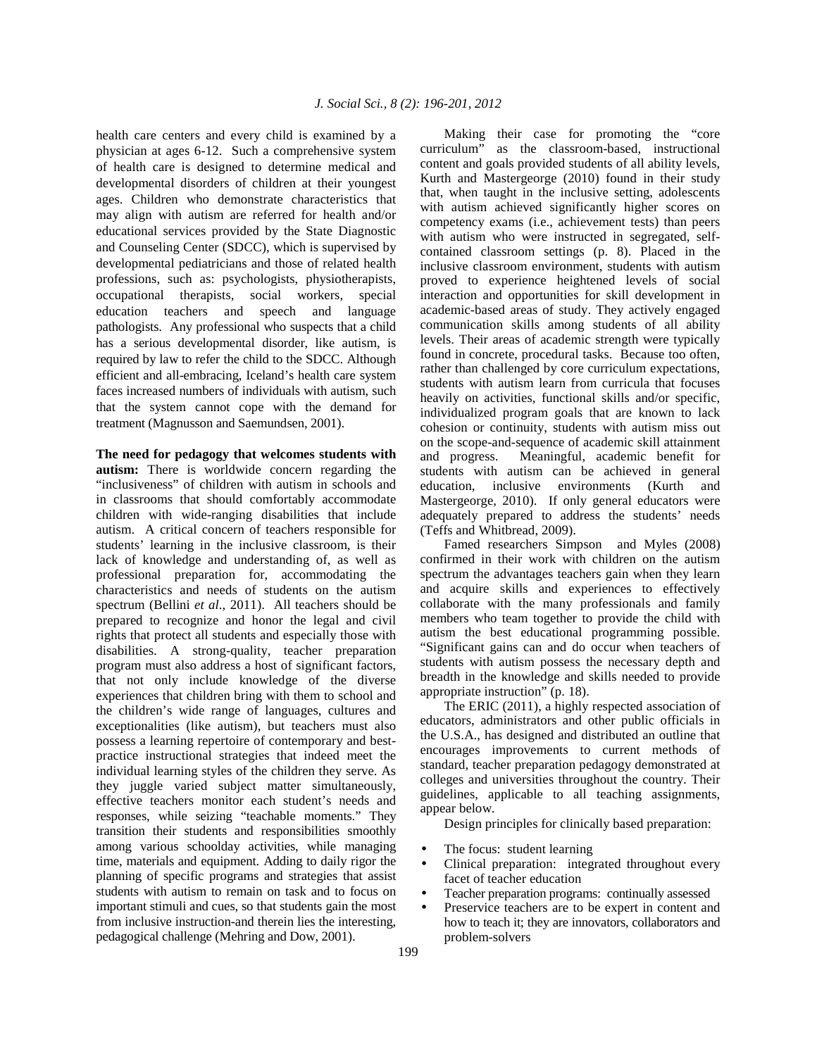health care centers and every child is examined by a physician at ages 6-12. Such a comprehensive system of health care is designed to determine medical and developmental disorders of children at their youngest ages. Children who demonstrate characteristics that may align with autism are referred for health and/or educational services provided by the State Diagnostic and Counseling Center (SDCC), which is supervised by developmental pediatricians and those of related health professions, such as: psychologists, physiotherapists, occupational therapists, social workers, special education teachers and speech and language pathologists. Any professional who suspects that a child has a serious developmental disorder, like autism, is required by law to refer the child to the SDCC. Although efficient and all-embracing, Iceland's health care system faces increased numbers of individuals with autism, such that the system cannot cope with the demand for treatment (Magnusson and Saemundsen, 2001).

**The need for pedagogy that welcomes students with autism:** There is worldwide concern regarding the "inclusiveness" of children with autism in schools and in classrooms that should comfortably accommodate children with wide-ranging disabilities that include autism. A critical concern of teachers responsible for students' learning in the inclusive classroom, is their lack of knowledge and understanding of, as well as professional preparation for, accommodating the characteristics and needs of students on the autism spectrum (Bellini *et al*., 2011). All teachers should be prepared to recognize and honor the legal and civil rights that protect all students and especially those with disabilities. A strong-quality, teacher preparation program must also address a host of significant factors, that not only include knowledge of the diverse experiences that children bring with them to school and the children's wide range of languages, cultures and exceptionalities (like autism), but teachers must also possess a learning repertoire of contemporary and best-practice instructional strategies that indeed meet the individual learning styles of the children they serve. As they juggle varied subject matter simultaneously, effective teachers monitor each student's needs and responses, while seizing "teachable moments." They transition their students and responsibilities smoothly among various schoolday activities, while managing time, materials and equipment. Adding to daily rigor the planning of specific programs and strategies that assist students with autism to remain on task and to focus on important stimuli and cues, so that students gain the most from inclusive instruction-and therein lies the interesting, pedagogical challenge (Mehring and Dow, 2001).

Making their case for promoting the "core curriculum" as the classroom-based, instructional content and goals provided students of all ability levels, Kurth and Mastergeorge (2010) found in their study that, when taught in the inclusive setting, adolescents with autism achieved significantly higher scores on competency exams (i.e., achievement tests) than peers with autism who were instructed in segregated, self-contained classroom settings (p. 8). Placed in the inclusive classroom environment, students with autism proved to experience heightened levels of social interaction and opportunities for skill development in academic-based areas of study. They actively engaged communication skills among students of all ability levels. Their areas of academic strength were typically found in concrete, procedural tasks. Because too often, rather than challenged by core curriculum expectations, students with autism learn from curricula that focuses heavily on activities, functional skills and/or specific, individualized program goals that are known to lack cohesion or continuity, students with autism miss out on the scope-and-sequence of academic skill attainment and progress. Meaningful, academic benefit for students with autism can be achieved in general education, inclusive environments (Kurth and Mastergeorge, 2010). If only general educators were adequately prepared to address the students' needs (Teffs and Whitbread, 2009).

Famed researchers Simpson and Myles (2008) confirmed in their work with children on the autism spectrum the advantages teachers gain when they learn and acquire skills and experiences to effectively collaborate with the many professionals and family members who team together to provide the child with autism the best educational programming possible. "Significant gains can and do occur when teachers of students with autism possess the necessary depth and breadth in the knowledge and skills needed to provide appropriate instruction" (p. 18).

The ERIC (2011), a highly respected association of educators, administrators and other public officials in the U.S.A., has designed and distributed an outline that encourages improvements to current methods of standard, teacher preparation pedagogy demonstrated at colleges and universities throughout the country. Their guidelines, applicable to all teaching assignments, appear below.

Design principles for clinically based preparation:

- The focus: student learning
- Clinical preparation: integrated throughout every facet of teacher education
- Teacher preparation programs: continually assessed
- Preservice teachers are to be expert in content and how to teach it; they are innovators, collaborators and problem-solvers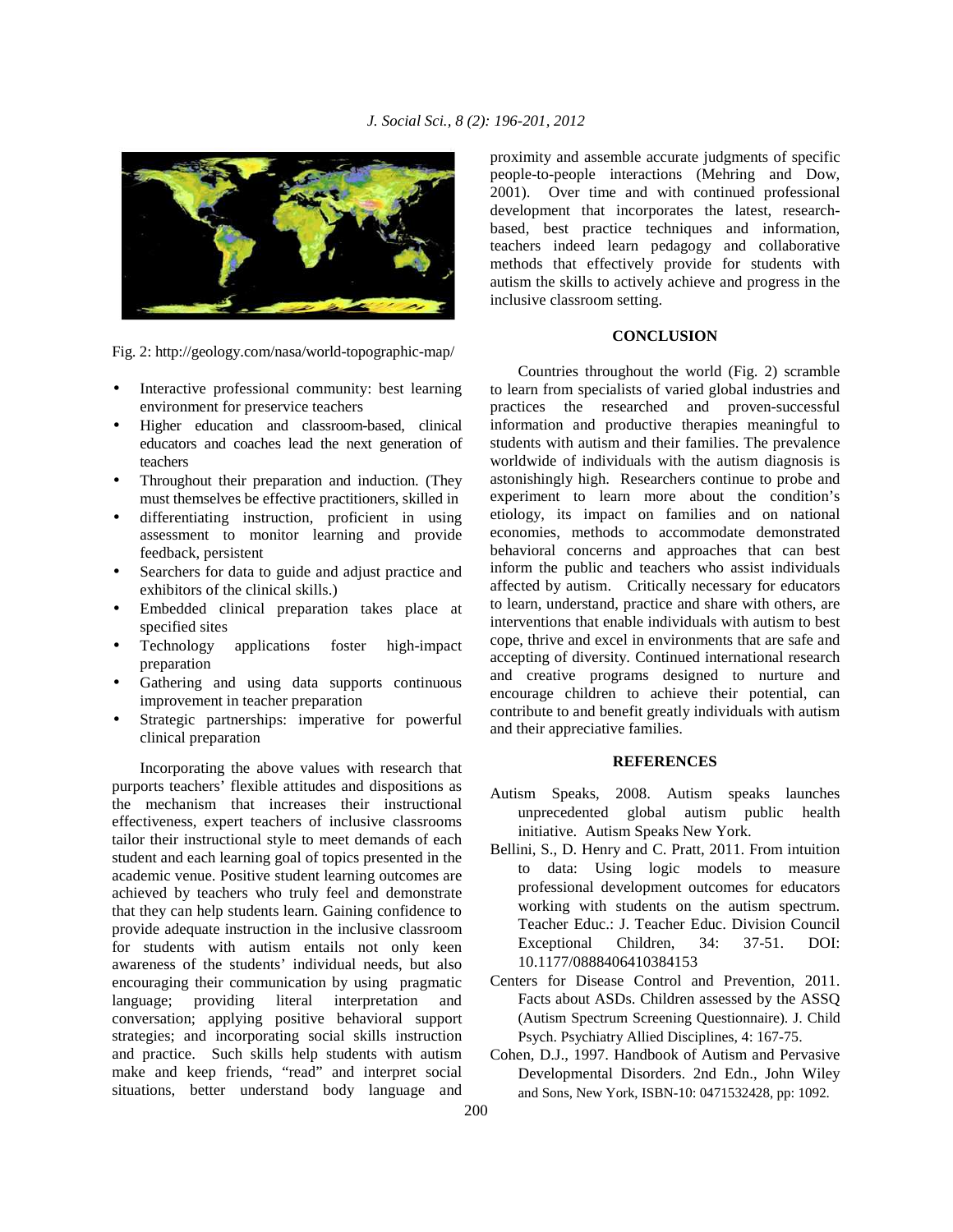Fig. 2: http://geology.com/nasa/world-topographic-map/

- Interactive professional community: best learning environment for preservice teachers
- Higher education and classroom-based, clinical educators and coaches lead the next generation of teachers
- Throughout their preparation and induction. (They must themselves be effective practitioners, skilled in
- differentiating instruction, proficient in using assessment to monitor learning and provide feedback, persistent
- Searchers for data to guide and adjust practice and exhibitors of the clinical skills.)
- Embedded clinical preparation takes place at specified sites
- Technology applications foster high-impact preparation
- Gathering and using data supports continuous improvement in teacher preparation
- Strategic partnerships: imperative for powerful clinical preparation

Incorporating the above values with research that purports teachers' flexible attitudes and dispositions as the mechanism that increases their instructional effectiveness, expert teachers of inclusive classrooms tailor their instructional style to meet demands of each student and each learning goal of topics presented in the academic venue. Positive student learning outcomes are achieved by teachers who truly feel and demonstrate that they can help students learn. Gaining confidence to provide adequate instruction in the inclusive classroom for students with autism entails not only keen awareness of the students' individual needs, but also encouraging their communication by using pragmatic language; providing literal interpretation and conversation; applying positive behavioral support strategies; and incorporating social skills instruction and practice. Such skills help students with autism make and keep friends, "read" and interpret social situations, better understand body language and proximity and assemble accurate judgments of specific people-to-people interactions (Mehring and Dow, 2001). Over time and with continued professional development that incorporates the latest, research-based, best practice techniques and information, teachers indeed learn pedagogy and collaborative methods that effectively provide for students with autism the skills to actively achieve and progress in the inclusive classroom setting.

## CONCLUSION

Countries throughout the world (Fig. 2) scramble to learn from specialists of varied global industries and practices the researched and proven-successful information and productive therapies meaningful to students with autism and their families. The prevalence worldwide of individuals with the autism diagnosis is astonishingly high. Researchers continue to probe and experiment to learn more about the condition's etiology, its impact on families and on national economies, methods to accommodate demonstrated behavioral concerns and approaches that can best inform the public and teachers who assist individuals affected by autism. Critically necessary for educators to learn, understand, practice and share with others, are interventions that enable individuals with autism to best cope, thrive and excel in environments that are safe and accepting of diversity. Continued international research and creative programs designed to nurture and encourage children to achieve their potential, can contribute to and benefit greatly individuals with autism and their appreciative families.

## REFERENCES

Autism Speaks, 2008. Autism speaks launches unprecedented global autism public health initiative. Autism Speaks New York.

Bellini, S., D. Henry and C. Pratt, 2011. From intuition to data: Using logic models to measure professional development outcomes for educators working with students on the autism spectrum. Teacher Educ.: J. Teacher Educ. Division Council Exceptional Children, 34: 37-51. DOI: 10.1177/0888406410384153

Centers for Disease Control and Prevention, 2011. Facts about ASDs. Children assessed by the ASSQ (Autism Spectrum Screening Questionnaire). J. Child Psych. Psychiatry Allied Disciplines, 4: 167-75.

Cohen, D.J., 1997. Handbook of Autism and Pervasive Developmental Disorders. 2nd Edn., John Wiley and Sons, New York, ISBN-10: 0471532428, pp: 1092.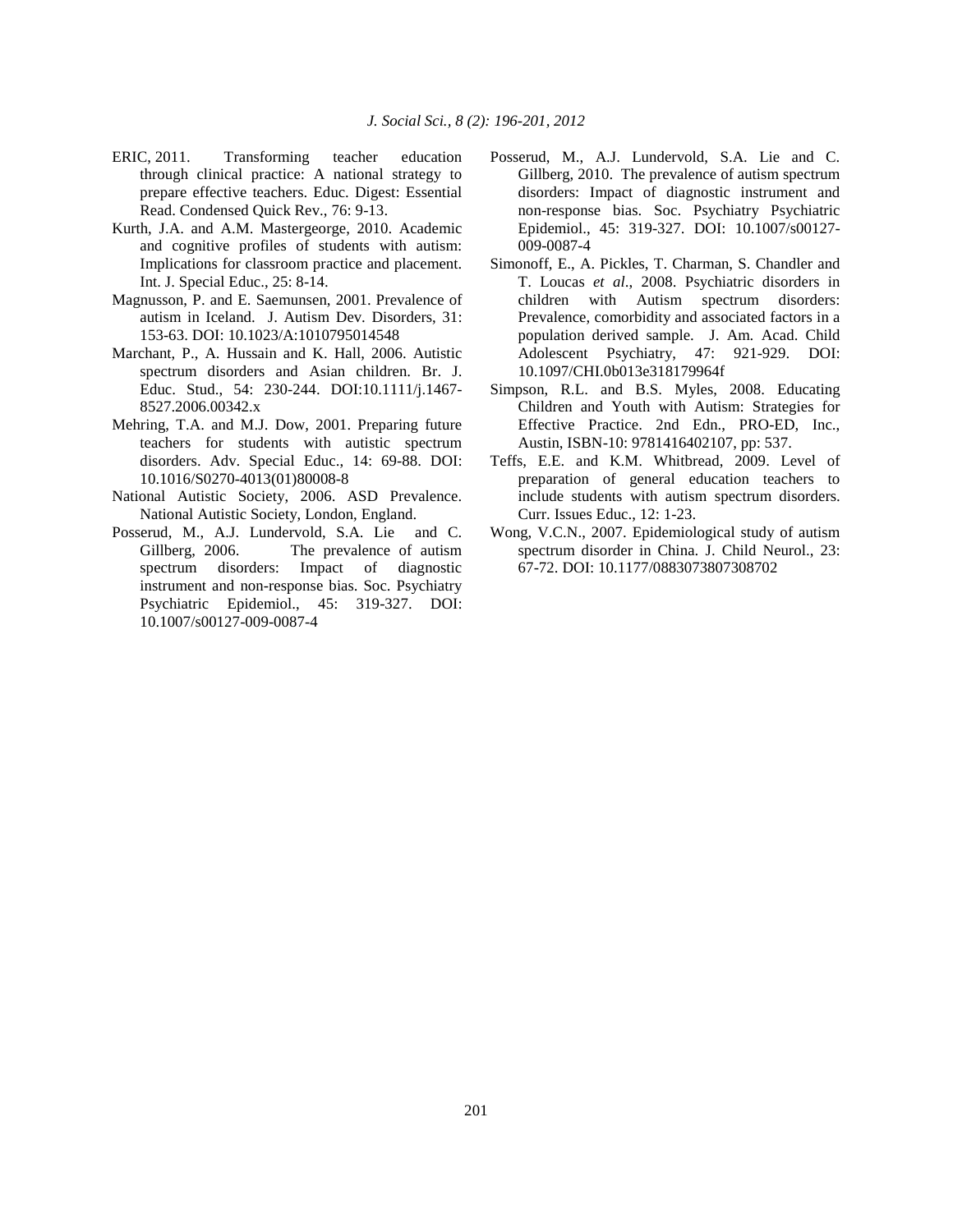ERIC, 2011. Transforming teacher education through clinical practice: A national strategy to prepare effective teachers. Educ. Digest: Essential Read. Condensed Quick Rev., 76: 9-13.

Kurth, J.A. and A.M. Mastergeorge, 2010. Academic and cognitive profiles of students with autism: Implications for classroom practice and placement. Int. J. Special Educ., 25: 8-14.

Magnusson, P. and E. Saemunsen, 2001. Prevalence of autism in Iceland. J. Autism Dev. Disorders, 31: 153-63. DOI: 10.1023/A:1010795014548

Marchant, P., A. Hussain and K. Hall, 2006. Autistic spectrum disorders and Asian children. Br. J. Educ. Stud., 54: 230-244. DOI:10.1111/j.1467-8527.2006.00342.x

Mehring, T.A. and M.J. Dow, 2001. Preparing future teachers for students with autistic spectrum disorders. Adv. Special Educ., 14: 69-88. DOI: 10.1016/S0270-4013(01)80008-8

National Autistic Society, 2006. ASD Prevalence. National Autistic Society, London, England.

Posserud, M., A.J. Lundervold, S.A. Lie and C. Gillberg, 2006. The prevalence of autism spectrum disorders: Impact of diagnostic instrument and non-response bias. Soc. Psychiatry Psychiatric Epidemiol., 45: 319-327. DOI: 10.1007/s00127-009-0087-4

Posserud, M., A.J. Lundervold, S.A. Lie and C. Gillberg, 2010. The prevalence of autism spectrum disorders: Impact of diagnostic instrument and non-response bias. Soc. Psychiatry Psychiatric Epidemiol., 45: 319-327. DOI: 10.1007/s00127-009-0087-4

Simonoff, E., A. Pickles, T. Charman, S. Chandler and T. Loucas *et al*., 2008. Psychiatric disorders in children with Autism spectrum disorders: Prevalence, comorbidity and associated factors in a population derived sample. J. Am. Acad. Child Adolescent Psychiatry, 47: 921-929. DOI: 10.1097/CHI.0b013e318179964f

Simpson, R.L. and B.S. Myles, 2008. Educating Children and Youth with Autism: Strategies for Effective Practice. 2nd Edn., PRO-ED, Inc., Austin, ISBN-10: 9781416402107, pp: 537.

Teffs, E.E. and K.M. Whitbread, 2009. Level of preparation of general education teachers to include students with autism spectrum disorders. Curr. Issues Educ., 12: 1-23.

Wong, V.C.N., 2007. Epidemiological study of autism spectrum disorder in China. J. Child Neurol., 23: 67-72. DOI: 10.1177/0883073807308702